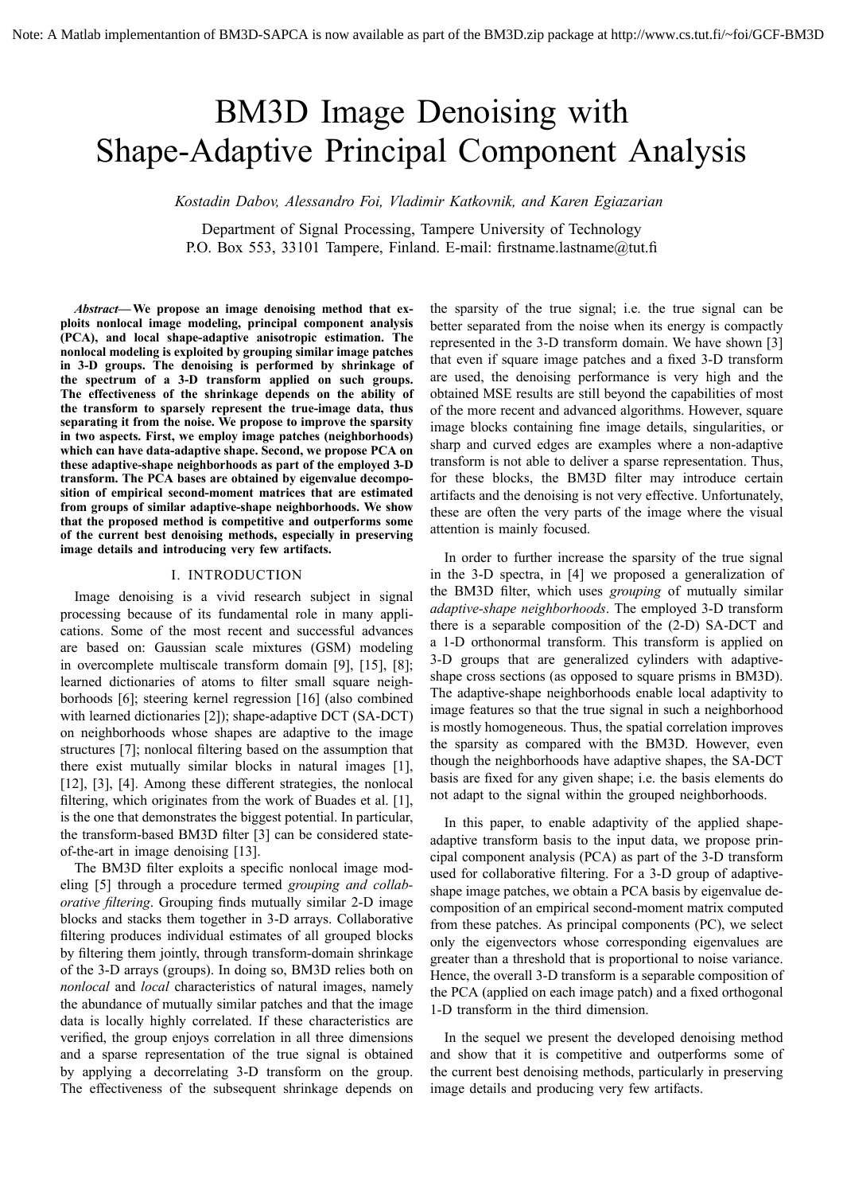Note: A Matlab implementantion of BM3D-SAPCA is now available as part of the BM3D.zip package at http://www.cs.tut.fi/~foi/GCF-BM3D

# BM3D Image Denoising with Shape-Adaptive Principal Component Analysis

*Kostadin Dabov, Alessandro Foi, Vladimir Katkovnik, and Karen Egiazarian*

Department of Signal Processing, Tampere University of Technology
P.O. Box 553, 33101 Tampere, Finland. E-mail: firstname.lastname@tut.fi

***Abstract*— We propose an image denoising method that exploits nonlocal image modeling, principal component analysis (PCA), and local shape-adaptive anisotropic estimation. The nonlocal modeling is exploited by grouping similar image patches in 3-D groups. The denoising is performed by shrinkage of the spectrum of a 3-D transform applied on such groups. The effectiveness of the shrinkage depends on the ability of the transform to sparsely represent the true-image data, thus separating it from the noise. We propose to improve the sparsity in two aspects. First, we employ image patches (neighborhoods) which can have data-adaptive shape. Second, we propose PCA on these adaptive-shape neighborhoods as part of the employed 3-D transform. The PCA bases are obtained by eigenvalue decomposition of empirical second-moment matrices that are estimated from groups of similar adaptive-shape neighborhoods. We show that the proposed method is competitive and outperforms some of the current best denoising methods, especially in preserving image details and introducing very few artifacts.**

## I. INTRODUCTION

Image denoising is a vivid research subject in signal processing because of its fundamental role in many applications. Some of the most recent and successful advances are based on: Gaussian scale mixtures (GSM) modeling in overcomplete multiscale transform domain [9], [15], [8]; learned dictionaries of atoms to filter small square neighborhoods [6]; steering kernel regression [16] (also combined with learned dictionaries [2]); shape-adaptive DCT (SA-DCT) on neighborhoods whose shapes are adaptive to the image structures [7]; nonlocal filtering based on the assumption that there exist mutually similar blocks in natural images [1], [12], [3], [4]. Among these different strategies, the nonlocal filtering, which originates from the work of Buades et al. [1], is the one that demonstrates the biggest potential. In particular, the transform-based BM3D filter [3] can be considered state-of-the-art in image denoising [13].

The BM3D filter exploits a specific nonlocal image modeling [5] through a procedure termed *grouping and collaborative filtering*. Grouping finds mutually similar 2-D image blocks and stacks them together in 3-D arrays. Collaborative filtering produces individual estimates of all grouped blocks by filtering them jointly, through transform-domain shrinkage of the 3-D arrays (groups). In doing so, BM3D relies both on *nonlocal* and *local* characteristics of natural images, namely the abundance of mutually similar patches and that the image data is locally highly correlated. If these characteristics are verified, the group enjoys correlation in all three dimensions and a sparse representation of the true signal is obtained by applying a decorrelating 3-D transform on the group. The effectiveness of the subsequent shrinkage depends on the sparsity of the true signal; i.e. the true signal can be better separated from the noise when its energy is compactly represented in the 3-D transform domain. We have shown [3] that even if square image patches and a fixed 3-D transform are used, the denoising performance is very high and the obtained MSE results are still beyond the capabilities of most of the more recent and advanced algorithms. However, square image blocks containing fine image details, singularities, or sharp and curved edges are examples where a non-adaptive transform is not able to deliver a sparse representation. Thus, for these blocks, the BM3D filter may introduce certain artifacts and the denoising is not very effective. Unfortunately, these are often the very parts of the image where the visual attention is mainly focused.

In order to further increase the sparsity of the true signal in the 3-D spectra, in [4] we proposed a generalization of the BM3D filter, which uses *grouping* of mutually similar *adaptive-shape neighborhoods*. The employed 3-D transform there is a separable composition of the (2-D) SA-DCT and a 1-D orthonormal transform. This transform is applied on 3-D groups that are generalized cylinders with adaptive-shape cross sections (as opposed to square prisms in BM3D). The adaptive-shape neighborhoods enable local adaptivity to image features so that the true signal in such a neighborhood is mostly homogeneous. Thus, the spatial correlation improves the sparsity as compared with the BM3D. However, even though the neighborhoods have adaptive shapes, the SA-DCT basis are fixed for any given shape; i.e. the basis elements do not adapt to the signal within the grouped neighborhoods.

In this paper, to enable adaptivity of the applied shape-adaptive transform basis to the input data, we propose principal component analysis (PCA) as part of the 3-D transform used for collaborative filtering. For a 3-D group of adaptive-shape image patches, we obtain a PCA basis by eigenvalue decomposition of an empirical second-moment matrix computed from these patches. As principal components (PC), we select only the eigenvectors whose corresponding eigenvalues are greater than a threshold that is proportional to noise variance. Hence, the overall 3-D transform is a separable composition of the PCA (applied on each image patch) and a fixed orthogonal 1-D transform in the third dimension.

In the sequel we present the developed denoising method and show that it is competitive and outperforms some of the current best denoising methods, particularly in preserving image details and producing very few artifacts.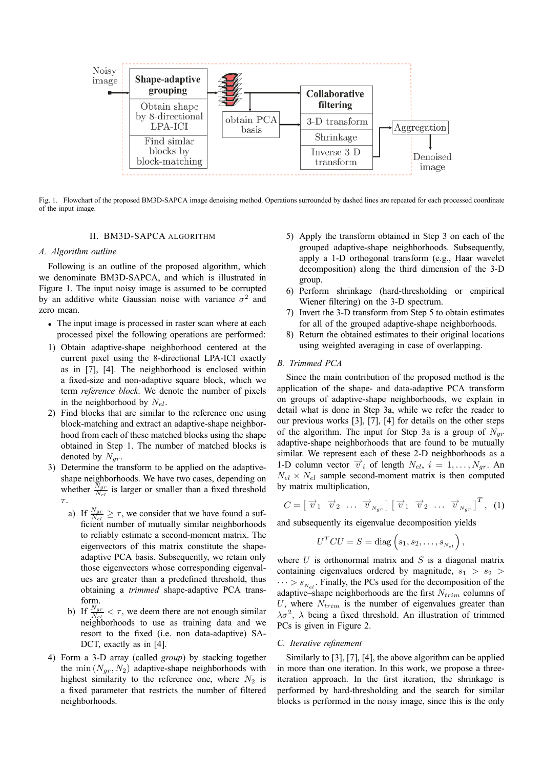Fig. 1. Flowchart of the proposed BM3D-SAPCA image denoising method. Operations surrounded by dashed lines are repeated for each processed coordinate of the input image.

## II. BM3D-SAPCA ALGORITHM

### A. Algorithm outline

Following is an outline of the proposed algorithm, which we denominate BM3D-SAPCA, and which is illustrated in Figure 1. The input noisy image is assumed to be corrupted by an additive white Gaussian noise with variance $\sigma^2$ and zero mean.

- The input image is processed in raster scan where at each processed pixel the following operations are performed:

1) Obtain adaptive-shape neighborhood centered at the current pixel using the 8-directional LPA-ICI exactly as in [7], [4]. The neighborhood is enclosed within a fixed-size and non-adaptive square block, which we term *reference block*. We denote the number of pixels in the neighborhood by $N_{el}$.
2) Find blocks that are similar to the reference one using block-matching and extract an adaptive-shape neighborhood from each of these matched blocks using the shape obtained in Step 1. The number of matched blocks is denoted by $N_{gr}$.
3) Determine the transform to be applied on the adaptive-shape neighborhoods. We have two cases, depending on whether $\frac{N_{gr}}{N_{el}}$ is larger or smaller than a fixed threshold $\tau$.
   a) If $\frac{N_{gr}}{N_{el}} \geq \tau$, we consider that we have found a sufficient number of mutually similar neighborhoods to reliably estimate a second-moment matrix. The eigenvectors of this matrix constitute the shape-adaptive PCA basis. Subsequently, we retain only those eigenvectors whose corresponding eigenvalues are greater than a predefined threshold, thus obtaining a *trimmed* shape-adaptive PCA transform.
   b) If $\frac{N_{gr}}{N_{el}} < \tau$, we deem there are not enough similar neighborhoods to use as training data and we resort to the fixed (i.e. non data-adaptive) SA-DCT, exactly as in [4].
4) Form a 3-D array (called *group*) by stacking together the $\min(N_{gr}, N_2)$ adaptive-shape neighborhoods with highest similarity to the reference one, where $N_2$ is a fixed parameter that restricts the number of filtered neighborhoods.
5) Apply the transform obtained in Step 3 on each of the grouped adaptive-shape neighborhoods. Subsequently, apply a 1-D orthogonal transform (e.g., Haar wavelet decomposition) along the third dimension of the 3-D group.
6) Perform shrinkage (hard-thresholding or empirical Wiener filtering) on the 3-D spectrum.
7) Invert the 3-D transform from Step 5 to obtain estimates for all of the grouped adaptive-shape neighborhoods.
8) Return the obtained estimates to their original locations using weighted averaging in case of overlapping.

### B. Trimmed PCA

Since the main contribution of the proposed method is the application of the shape- and data-adaptive PCA transform on groups of adaptive-shape neighborhoods, we explain in detail what is done in Step 3a, while we refer the reader to our previous works [3], [7], [4] for details on the other steps of the algorithm. The input for Step 3a is a group of $N_{gr}$ adaptive-shape neighborhoods that are found to be mutually similar. We represent each of these 2-D neighborhoods as a 1-D column vector $\vec{v}_i$ of length $N_{el}$, $i = 1, \ldots, N_{gr}$. An $N_{el} \times N_{el}$ sample second-moment matrix is then computed by matrix multiplication,

$$C = \left[\, \vec{v}_1 \;\; \vec{v}_2 \;\; \ldots \;\; \vec{v}_{N_{gr}} \,\right] \left[\, \vec{v}_1 \;\; \vec{v}_2 \;\; \ldots \;\; \vec{v}_{N_{gr}} \,\right]^T, \quad (1)$$

and subsequently its eigenvalue decomposition yields

$$U^T C U = S = \mathrm{diag}\left(s_1, s_2, \ldots, s_{N_{el}}\right),$$

where $U$ is orthonormal matrix and $S$ is a diagonal matrix containing eigenvalues ordered by magnitude, $s_1 > s_2 > \cdots > s_{N_{el}}$. Finally, the PCs used for the decomposition of the adaptive–shape neighborhoods are the first $N_{trim}$ columns of $U$, where $N_{trim}$ is the number of eigenvalues greater than $\lambda\sigma^2$, $\lambda$ being a fixed threshold. An illustration of trimmed PCs is given in Figure 2.

### C. Iterative refinement

Similarly to [3], [7], [4], the above algorithm can be applied in more than one iteration. In this work, we propose a three-iteration approach. In the first iteration, the shrinkage is performed by hard-thresholding and the search for similar blocks is performed in the noisy image, since this is the only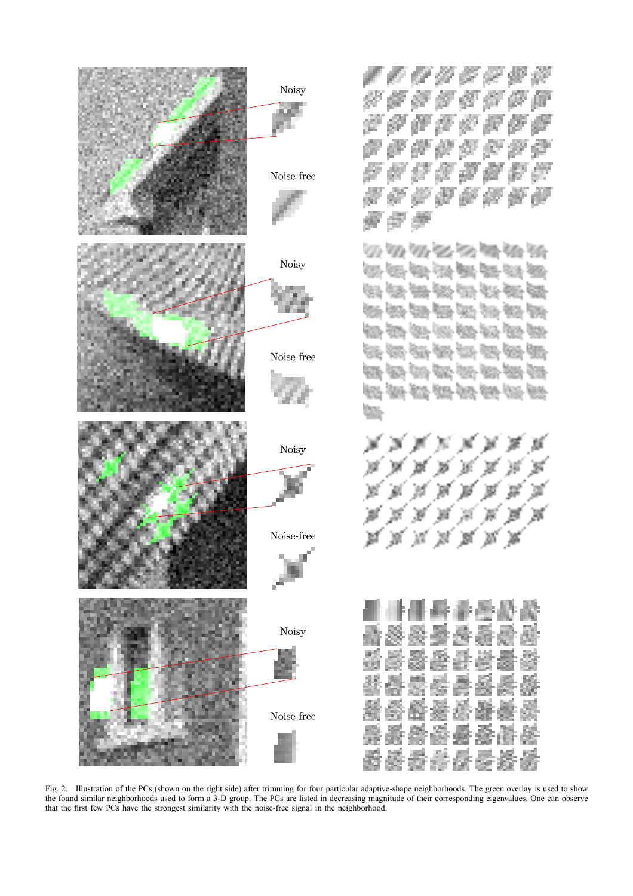Fig. 2. Illustration of the PCs (shown on the right side) after trimming for four particular adaptive-shape neighborhoods. The green overlay is used to show the found similar neighborhoods used to form a 3-D group. The PCs are listed in decreasing magnitude of their corresponding eigenvalues. One can observe that the first few PCs have the strongest similarity with the noise-free signal in the neighborhood.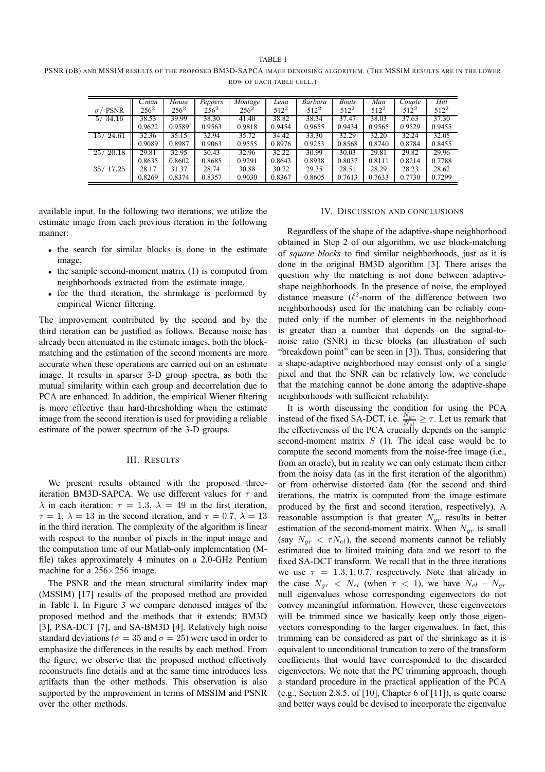TABLE I

PSNR (DB) AND MSSIM RESULTS OF THE PROPOSED BM3D-SAPCA IMAGE DENOISING ALGORITHM. (THE MSSIM RESULTS ARE IN THE LOWER ROW OF EACH TABLE CELL.)

| $\sigma$/ PSNR | *C.man* $256^2$ | *House* $256^2$ | *Peppers* $256^2$ | *Montage* $256^2$ | *Lena* $512^2$ | *Barbara* $512^2$ | *Boats* $512^2$ | *Man* $512^2$ | *Couple* $512^2$ | *Hill* $512^2$ |
|---|---|---|---|---|---|---|---|---|---|---|
| 5/ 34.16 | 38.53 | 39.99 | 38.30 | 41.40 | 38.82 | 38.34 | 37.47 | 38.03 | 37.63 | 37.30 |
| | 0.9622 | 0.9589 | 0.9563 | 0.9818 | 0.9454 | 0.9655 | 0.9434 | 0.9565 | 0.9529 | 0.9455 |
| 15/ 24.61 | 32.36 | 35.15 | 32.94 | 35.72 | 34.42 | 33.30 | 32.29 | 32.20 | 32.24 | 32.05 |
| | 0.9089 | 0.8987 | 0.9063 | 0.9555 | 0.8976 | 0.9253 | 0.8568 | 0.8740 | 0.8784 | 0.8455 |
| 25/ 20.18 | 29.81 | 32.95 | 30.43 | 32.96 | 32.22 | 30.99 | 30.03 | 29.81 | 29.82 | 29.96 |
| | 0.8635 | 0.8602 | 0.8685 | 0.9291 | 0.8643 | 0.8938 | 0.8037 | 0.8111 | 0.8214 | 0.7788 |
| 35/ 17.25 | 28.17 | 31.37 | 28.74 | 30.88 | 30.72 | 29.35 | 28.51 | 28.29 | 28.23 | 28.62 |
| | 0.8269 | 0.8374 | 0.8357 | 0.9030 | 0.8367 | 0.8605 | 0.7613 | 0.7633 | 0.7730 | 0.7299 |

available input. In the following two iterations, we utilize the estimate image from each previous iteration in the following manner:

- the search for similar blocks is done in the estimate image,
- the sample second-moment matrix (1) is computed from neighborhoods extracted from the estimate image,
- for the third iteration, the shrinkage is performed by empirical Wiener filtering.

The improvement contributed by the second and by the third iteration can be justified as follows. Because noise has already been attenuated in the estimate images, both the block-matching and the estimation of the second moments are more accurate when these operations are carried out on an estimate image. It results in sparser 3-D group spectra, as both the mutual similarity within each group and decorrelation due to PCA are enhanced. In addition, the empirical Wiener filtering is more effective than hard-thresholding when the estimate image from the second iteration is used for providing a reliable estimate of the power spectrum of the 3-D groups.

## III. RESULTS

We present results obtained with the proposed three-iteration BM3D-SAPCA. We use different values for $\tau$ and $\lambda$ in each iteration: $\tau = 1.3$, $\lambda = 49$ in the first iteration, $\tau = 1$, $\lambda = 13$ in the second iteration, and $\tau = 0.7$, $\lambda = 13$ in the third iteration. The complexity of the algorithm is linear with respect to the number of pixels in the input image and the computation time of our Matlab-only implementation (M-file) takes approximately 4 minutes on a 2.0-GHz Pentium machine for a 256×256 image.

The PSNR and the mean structural similarity index map (MSSIM) [17] results of the proposed method are provided in Table I. In Figure 3 we compare denoised images of the proposed method and the methods that it extends: BM3D [3], P.SA-DCT [7], and SA-BM3D [4]. Relatively high noise standard deviations ($\sigma = 35$ and $\sigma = 25$) were used in order to emphasize the differences in the results by each method. From the figure, we observe that the proposed method effectively reconstructs fine details and at the same time introduces less artifacts than the other methods. This observation is also supported by the improvement in terms of MSSIM and PSNR over the other methods.

## IV. DISCUSSION AND CONCLUSIONS

Regardless of the shape of the adaptive-shape neighborhood obtained in Step 2 of our algorithm, we use block-matching of *square blocks* to find similar neighborhoods, just as it is done in the original BM3D algorithm [3]. There arises the question why the matching is not done between adaptive-shape neighborhoods. In the presence of noise, the employed distance measure ($\ell^2$-norm of the difference between two neighborhoods) used for the matching can be reliably computed only if the number of elements in the neighborhood is greater than a number that depends on the signal-to-noise ratio (SNR) in these blocks (an illustration of such "breakdown point" can be seen in [3]). Thus, considering that a shape-adaptive neighborhood may consist only of a single pixel and that the SNR can be relatively low, we conclude that the matching cannot be done among the adaptive-shape neighborhoods with sufficient reliability.

It is worth discussing the condition for using the PCA instead of the fixed SA-DCT, i.e. $\frac{N_{gr}}{N_{el}} \geq \tau$. Let us remark that the effectiveness of the PCA crucially depends on the sample second-moment matrix $S$ (1). The ideal case would be to compute the second moments from the noise-free image (i.e., from an oracle), but in reality we can only estimate them either from the noisy data (as in the first iteration of the algorithm) or from otherwise distorted data (for the second and third iterations, the matrix is computed from the image estimate produced by the first and second iteration, respectively). A reasonable assumption is that greater $N_{gr}$ results in better estimation of the second-moment matrix. When $N_{gr}$ is small (say $N_{gr} < \tau N_{el}$), the second moments cannot be reliably estimated due to limited training data and we resort to the fixed SA-DCT transform. We recall that in the three iterations we use $\tau = 1.3, 1, 0.7$, respectively. Note that already in the case $N_{gr} < N_{el}$ (when $\tau < 1$), we have $N_{el} - N_{gr}$ null eigenvalues whose corresponding eigenvectors do not convey meaningful information. However, these eigenvectors will be trimmed since we basically keep only those eigenvectors corresponding to the larger eigenvalues. In fact, this trimming can be considered as part of the shrinkage as it is equivalent to unconditional truncation to zero of the transform coefficients that would have corresponded to the discarded eigenvectors. We note that the PC trimming approach, though a standard procedure in the practical application of the PCA (e.g., Section 2.8.5. of [10], Chapter 6 of [11]), is quite coarse and better ways could be devised to incorporate the eigenvalue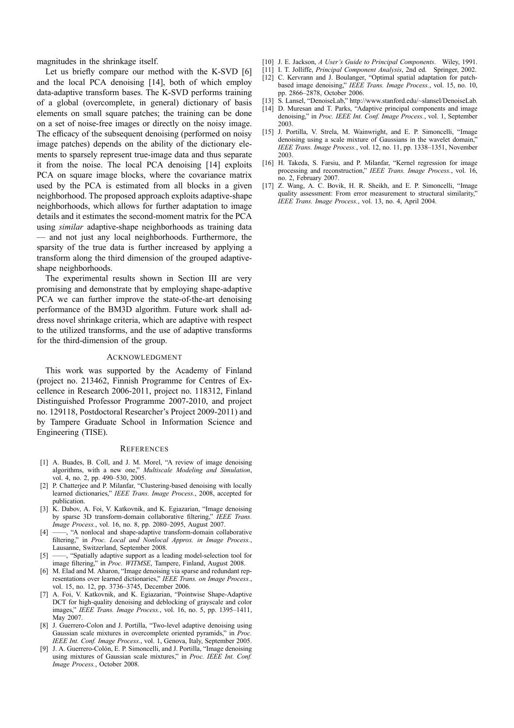magnitudes in the shrinkage itself.

Let us briefly compare our method with the K-SVD [6] and the local PCA denoising [14], both of which employ data-adaptive transform bases. The K-SVD performs training of a global (overcomplete, in general) dictionary of basis elements on small square patches; the training can be done on a set of noise-free images or directly on the noisy image. The efficacy of the subsequent denoising (performed on noisy image patches) depends on the ability of the dictionary elements to sparsely represent true-image data and thus separate it from the noise. The local PCA denoising [14] exploits PCA on square image blocks, where the covariance matrix used by the PCA is estimated from all blocks in a given neighborhood. The proposed approach exploits adaptive-shape neighborhoods, which allows for further adaptation to image details and it estimates the second-moment matrix for the PCA using *similar* adaptive-shape neighborhoods as training data — and not just any local neighborhoods. Furthermore, the sparsity of the true data is further increased by applying a transform along the third dimension of the grouped adaptive-shape neighborhoods.

The experimental results shown in Section III are very promising and demonstrate that by employing shape-adaptive PCA we can further improve the state-of-the-art denoising performance of the BM3D algorithm. Future work shall address novel shrinkage criteria, which are adaptive with respect to the utilized transforms, and the use of adaptive transforms for the third-dimension of the group.

## Acknowledgment

This work was supported by the Academy of Finland (project no. 213462, Finnish Programme for Centres of Excellence in Research 2006-2011, project no. 118312, Finland Distinguished Professor Programme 2007-2010, and project no. 129118, Postdoctoral Researcher's Project 2009-2011) and by Tampere Graduate School in Information Science and Engineering (TISE).

## References

[1] A. Buades, B. Coll, and J. M. Morel, "A review of image denoising algorithms, with a new one," *Multiscale Modeling and Simulation*, vol. 4, no. 2, pp. 490–530, 2005.

[2] P. Chatterjee and P. Milanfar, "Clustering-based denoising with locally learned dictionaries," *IEEE Trans. Image Process.*, 2008, accepted for publication.

[3] K. Dabov, A. Foi, V. Katkovnik, and K. Egiazarian, "Image denoising by sparse 3D transform-domain collaborative filtering," *IEEE Trans. Image Process.*, vol. 16, no. 8, pp. 2080–2095, August 2007.

[4] ——, "A nonlocal and shape-adaptive transform-domain collaborative filtering," in *Proc. Local and Nonlocal Approx. in Image Process.*, Lausanne, Switzerland, September 2008.

[5] ——, "Spatially adaptive support as a leading model-selection tool for image filtering," in *Proc. WITMSE*, Tampere, Finland, August 2008.

[6] M. Elad and M. Aharon, "Image denoising via sparse and redundant representations over learned dictionaries," *IEEE Trans. on Image Process.*, vol. 15, no. 12, pp. 3736–3745, December 2006.

[7] A. Foi, V. Katkovnik, and K. Egiazarian, "Pointwise Shape-Adaptive DCT for high-quality denoising and deblocking of grayscale and color images," *IEEE Trans. Image Process.*, vol. 16, no. 5, pp. 1395–1411, May 2007.

[8] J. Guerrero-Colon and J. Portilla, "Two-level adaptive denoising using Gaussian scale mixtures in overcomplete oriented pyramids," in *Proc. IEEE Int. Conf. Image Process.*, vol. 1, Genova, Italy, September 2005.

[9] J. A. Guerrero-Colón, E. P. Simoncelli, and J. Portilla, "Image denoising using mixtures of Gaussian scale mixtures," in *Proc. IEEE Int. Conf. Image Process.*, October 2008.

[10] J. E. Jackson, *A User's Guide to Principal Components*. Wiley, 1991.

[11] I. T. Jolliffe, *Principal Component Analysis*, 2nd ed. Springer, 2002.

[12] C. Kervrann and J. Boulanger, "Optimal spatial adaptation for patch-based image denoising," *IEEE Trans. Image Process.*, vol. 15, no. 10, pp. 2866–2878, October 2006.

[13] S. Lansel, "DenoiseLab," http://www.stanford.edu/~slansel/DenoiseLab.

[14] D. Muresan and T. Parks, "Adaptive principal components and image denoising," in *Proc. IEEE Int. Conf. Image Process.*, vol. 1, September 2003.

[15] J. Portilla, V. Strela, M. Wainwright, and E. P. Simoncelli, "Image denoising using a scale mixture of Gaussians in the wavelet domain," *IEEE Trans. Image Process.*, vol. 12, no. 11, pp. 1338–1351, November 2003.

[16] H. Takeda, S. Farsiu, and P. Milanfar, "Kernel regression for image processing and reconstruction," *IEEE Trans. Image Process.*, vol. 16, no. 2, February 2007.

[17] Z. Wang, A. C. Bovik, H. R. Sheikh, and E. P. Simoncelli, "Image quality assessment: From error measurement to structural similarity," *IEEE Trans. Image Process.*, vol. 13, no. 4, April 2004.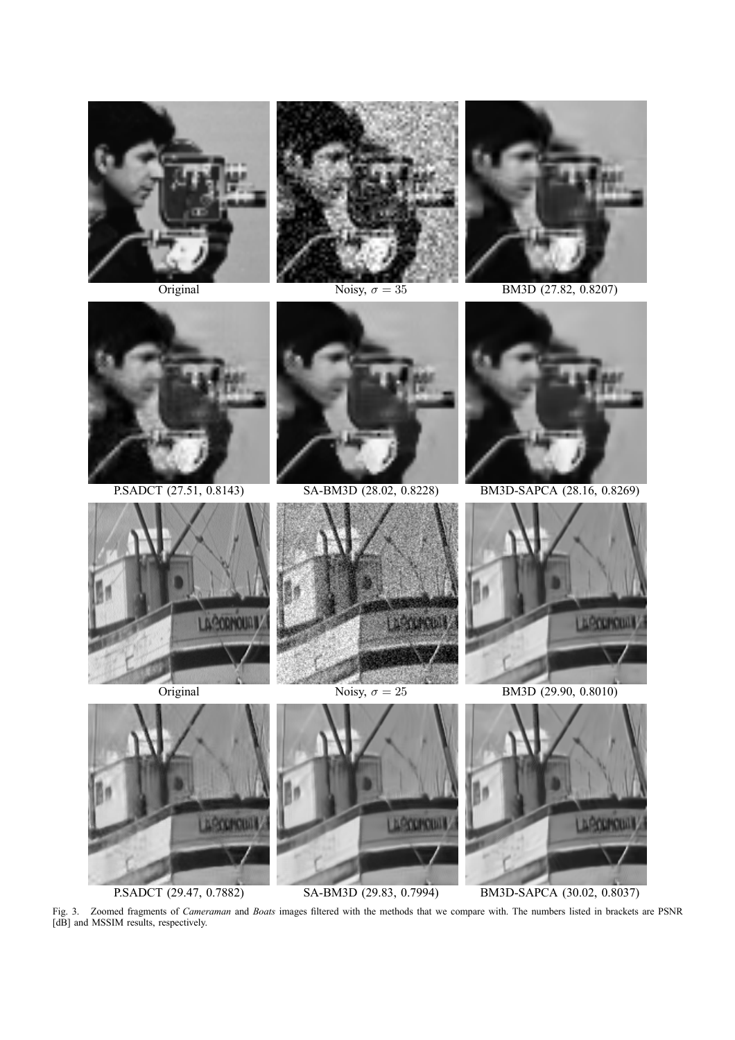Original

Noisy, $\sigma = 35$

BM3D (27.82, 0.8207)

P.SADCT (27.51, 0.8143)

SA-BM3D (28.02, 0.8228)

BM3D-SAPCA (28.16, 0.8269)

Original

Noisy, $\sigma = 25$

BM3D (29.90, 0.8010)

P.SADCT (29.47, 0.7882)

SA-BM3D (29.83, 0.7994)

BM3D-SAPCA (30.02, 0.8037)

Fig. 3. Zoomed fragments of *Cameraman* and *Boats* images filtered with the methods that we compare with. The numbers listed in brackets are PSNR [dB] and MSSIM results, respectively.